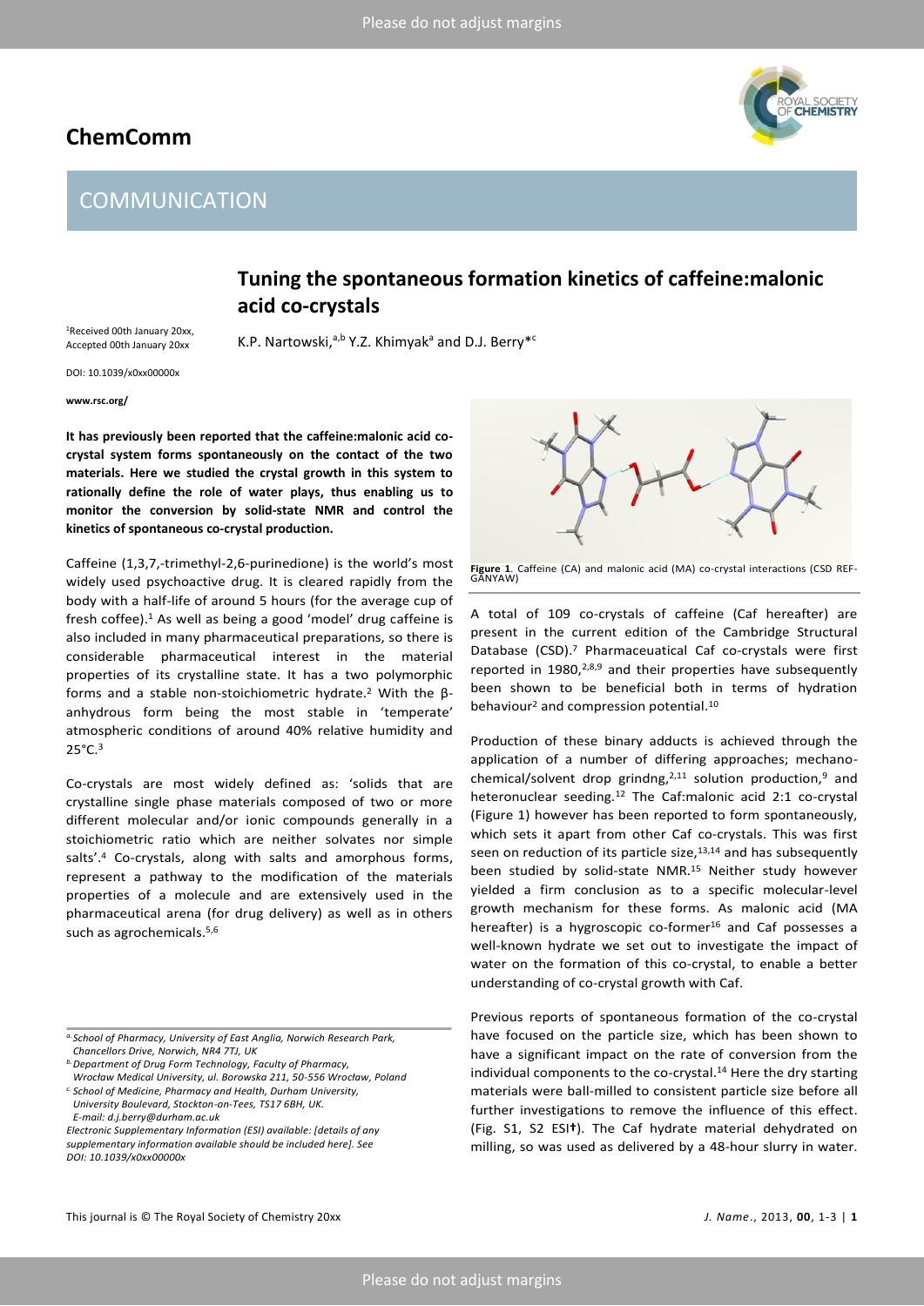# ChemComm

## COMMUNICATION

# Tuning the spontaneous formation kinetics of caffeine:malonic acid co-crystals

[1]Received 00th January 20xx, Accepted 00th January 20xx

DOI: 10.1039/x0xx00000x

www.rsc.org/

K.P. Nartowski,[a,b] Y.Z. Khimyak[a] and D.J. Berry*[c]

**It has previously been reported that the caffeine:malonic acid co-crystal system forms spontaneously on the contact of the two materials. Here we studied the crystal growth in this system to rationally define the role of water plays, thus enabling us to monitor the conversion by solid-state NMR and control the kinetics of spontaneous co-crystal production.**

Caffeine (1,3,7,-trimethyl-2,6-purinedione) is the world's most widely used psychoactive drug. It is cleared rapidly from the body with a half-life of around 5 hours (for the average cup of fresh coffee).[1] As well as being a good 'model' drug caffeine is also included in many pharmaceutical preparations, so there is considerable pharmaceutical interest in the material properties of its crystalline state. It has a two polymorphic forms and a stable non-stoichiometric hydrate.[2] With the β-anhydrous form being the most stable in 'temperate' atmospheric conditions of around 40% relative humidity and 25°C.[3]

Co-crystals are most widely defined as: 'solids that are crystalline single phase materials composed of two or more different molecular and/or ionic compounds generally in a stoichiometric ratio which are neither solvates nor simple salts'.[4] Co-crystals, along with salts and amorphous forms, represent a pathway to the modification of the materials properties of a molecule and are extensively used in the pharmaceutical arena (for drug delivery) as well as in others such as agrochemicals.[5,6]

**Figure 1**. Caffeine (CA) and malonic acid (MA) co-crystal interactions (CSD REF-GANYAW)

A total of 109 co-crystals of caffeine (Caf hereafter) are present in the current edition of the Cambridge Structural Database (CSD).[7] Pharmaceuatical Caf co-crystals were first reported in 1980,[2,8,9] and their properties have subsequently been shown to be beneficial both in terms of hydration behaviour[2] and compression potential.[10]

Production of these binary adducts is achieved through the application of a number of differing approaches; mechano-chemical/solvent drop grindng,[2,11] solution production,[9] and heteronuclear seeding.[12] The Caf:malonic acid 2:1 co-crystal (Figure 1) however has been reported to form spontaneously, which sets it apart from other Caf co-crystals. This was first seen on reduction of its particle size,[13,14] and has subsequently been studied by solid-state NMR.[15] Neither study however yielded a firm conclusion as to a specific molecular-level growth mechanism for these forms. As malonic acid (MA hereafter) is a hygroscopic co-former[16] and Caf possesses a well-known hydrate we set out to investigate the impact of water on the formation of this co-crystal, to enable a better understanding of co-crystal growth with Caf.

Previous reports of spontaneous formation of the co-crystal have focused on the particle size, which has been shown to have a significant impact on the rate of conversion from the individual components to the co-crystal.[14] Here the dry starting materials were ball-milled to consistent particle size before all further investigations to remove the influence of this effect. (Fig. S1, S2 ESI†). The Caf hydrate material dehydrated on milling, so was used as delivered by a 48-hour slurry in water.

---

[a.] School of Pharmacy, University of East Anglia, Norwich Research Park, Chancellors Drive, Norwich, NR4 7TJ, UK

[b.] Department of Drug Form Technology, Faculty of Pharmacy, Wrocław Medical University, ul. Borowska 211, 50-556 Wrocław, Poland

[c.] School of Medicine, Pharmacy and Health, Durham University, University Boulevard, Stockton-on-Tees, TS17 6BH, UK. E-mail: d.j.berry@durham.ac.uk

*Electronic Supplementary Information (ESI) available: [details of any supplementary information available should be included here]. See DOI: 10.1039/x0xx00000x*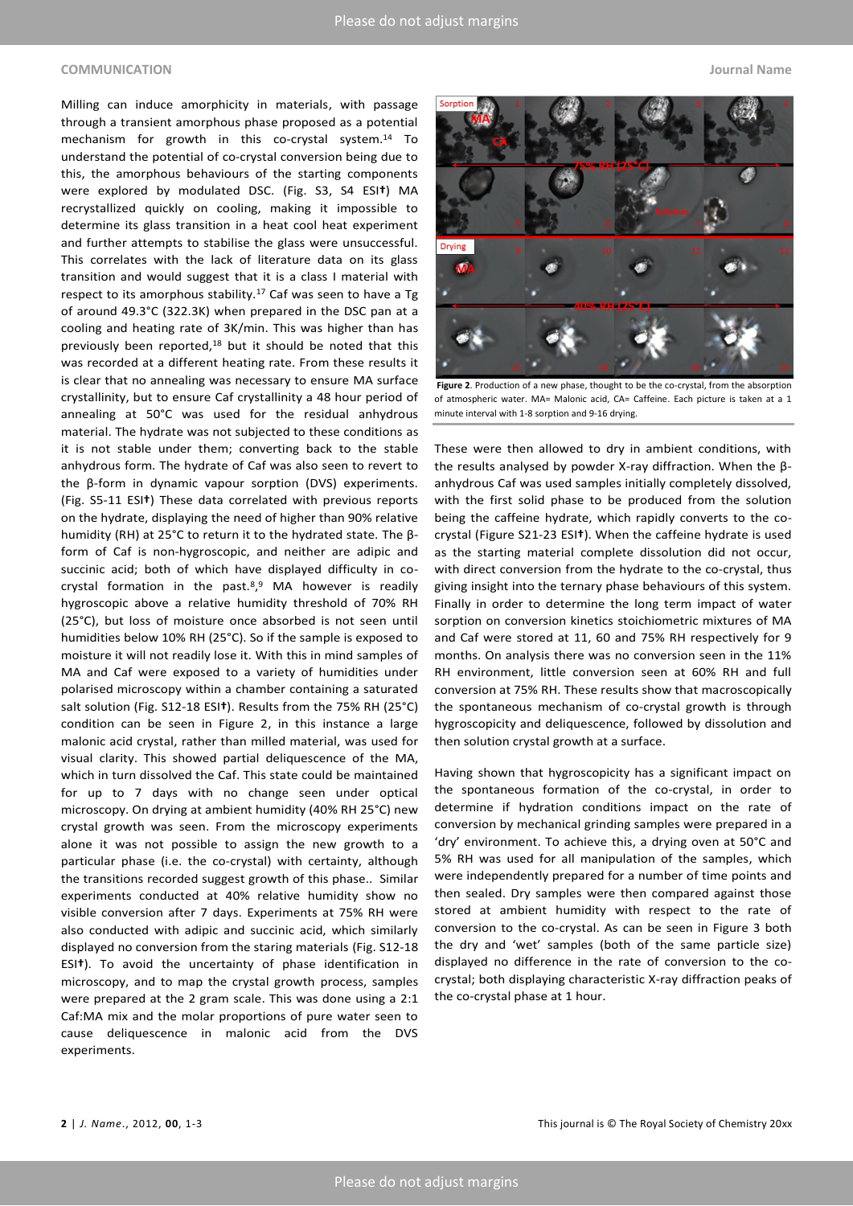Milling can induce amorphicity in materials, with passage through a transient amorphous phase proposed as a potential mechanism for growth in this co-crystal system.[14] To understand the potential of co-crystal conversion being due to this, the amorphous behaviours of the starting components were explored by modulated DSC. (Fig. S3, S4 ESI†) MA recrystallized quickly on cooling, making it impossible to determine its glass transition in a heat cool heat experiment and further attempts to stabilise the glass were unsuccessful. This correlates with the lack of literature data on its glass transition and would suggest that it is a class I material with respect to its amorphous stability.[17] Caf was seen to have a Tg of around 49.3°C (322.3K) when prepared in the DSC pan at a cooling and heating rate of 3K/min. This was higher than has previously been reported,[18] but it should be noted that this was recorded at a different heating rate. From these results it is clear that no annealing was necessary to ensure MA surface crystallinity, but to ensure Caf crystallinity a 48 hour period of annealing at 50°C was used for the residual anhydrous material. The hydrate was not subjected to these conditions as it is not stable under them; converting back to the stable anhydrous form. The hydrate of Caf was also seen to revert to the β-form in dynamic vapour sorption (DVS) experiments. (Fig. S5-11 ESI†) These data correlated with previous reports on the hydrate, displaying the need of higher than 90% relative humidity (RH) at 25°C to return it to the hydrated state. The β-form of Caf is non-hygroscopic, and neither are adipic and succinic acid; both of which have displayed difficulty in co-crystal formation in the past.[8,9] MA however is readily hygroscopic above a relative humidity threshold of 70% RH (25°C), but loss of moisture once absorbed is not seen until humidities below 10% RH (25°C). So if the sample is exposed to moisture it will not readily lose it. With this in mind samples of MA and Caf were exposed to a variety of humidities under polarised microscopy within a chamber containing a saturated salt solution (Fig. S12-18 ESI†). Results from the 75% RH (25°C) condition can be seen in Figure 2, in this instance a large malonic acid crystal, rather than milled material, was used for visual clarity. This showed partial deliquescence of the MA, which in turn dissolved the Caf. This state could be maintained for up to 7 days with no change seen under optical microscopy. On drying at ambient humidity (40% RH 25°C) new crystal growth was seen. From the microscopy experiments alone it was not possible to assign the new growth to a particular phase (i.e. the co-crystal) with certainty, although the transitions recorded suggest growth of this phase.. Similar experiments conducted at 40% relative humidity show no visible conversion after 7 days. Experiments at 75% RH were also conducted with adipic and succinic acid, which similarly displayed no conversion from the staring materials (Fig. S12-18 ESI†). To avoid the uncertainty of phase identification in microscopy, and to map the crystal growth process, samples were prepared at the 2 gram scale. This was done using a 2:1 Caf:MA mix and the molar proportions of pure water seen to cause deliquescence in malonic acid from the DVS experiments.

**Figure 2**. Production of a new phase, thought to be the co-crystal, from the absorption of atmospheric water. MA= Malonic acid, CA= Caffeine. Each picture is taken at a 1 minute interval with 1-8 sorption and 9-16 drying.

These were then allowed to dry in ambient conditions, with the results analysed by powder X-ray diffraction. When the β-anhydrous Caf was used samples initially completely dissolved, with the first solid phase to be produced from the solution being the caffeine hydrate, which rapidly converts to the co-crystal (Figure S21-23 ESI†). When the caffeine hydrate is used as the starting material complete dissolution did not occur, with direct conversion from the hydrate to the co-crystal, thus giving insight into the ternary phase behaviours of this system. Finally in order to determine the long term impact of water sorption on conversion kinetics stoichiometric mixtures of MA and Caf were stored at 11, 60 and 75% RH respectively for 9 months. On analysis there was no conversion seen in the 11% RH environment, little conversion seen at 60% RH and full conversion at 75% RH. These results show that macroscopically the spontaneous mechanism of co-crystal growth is through hygroscopicity and deliquescence, followed by dissolution and then solution crystal growth at a surface.

Having shown that hygroscopicity has a significant impact on the spontaneous formation of the co-crystal, in order to determine if hydration conditions impact on the rate of conversion by mechanical grinding samples were prepared in a 'dry' environment. To achieve this, a drying oven at 50°C and 5% RH was used for all manipulation of the samples, which were independently prepared for a number of time points and then sealed. Dry samples were then compared against those stored at ambient humidity with respect to the rate of conversion to the co-crystal. As can be seen in Figure 3 both the dry and 'wet' samples (both of the same particle size) displayed no difference in the rate of conversion to the co-crystal; both displaying characteristic X-ray diffraction peaks of the co-crystal phase at 1 hour.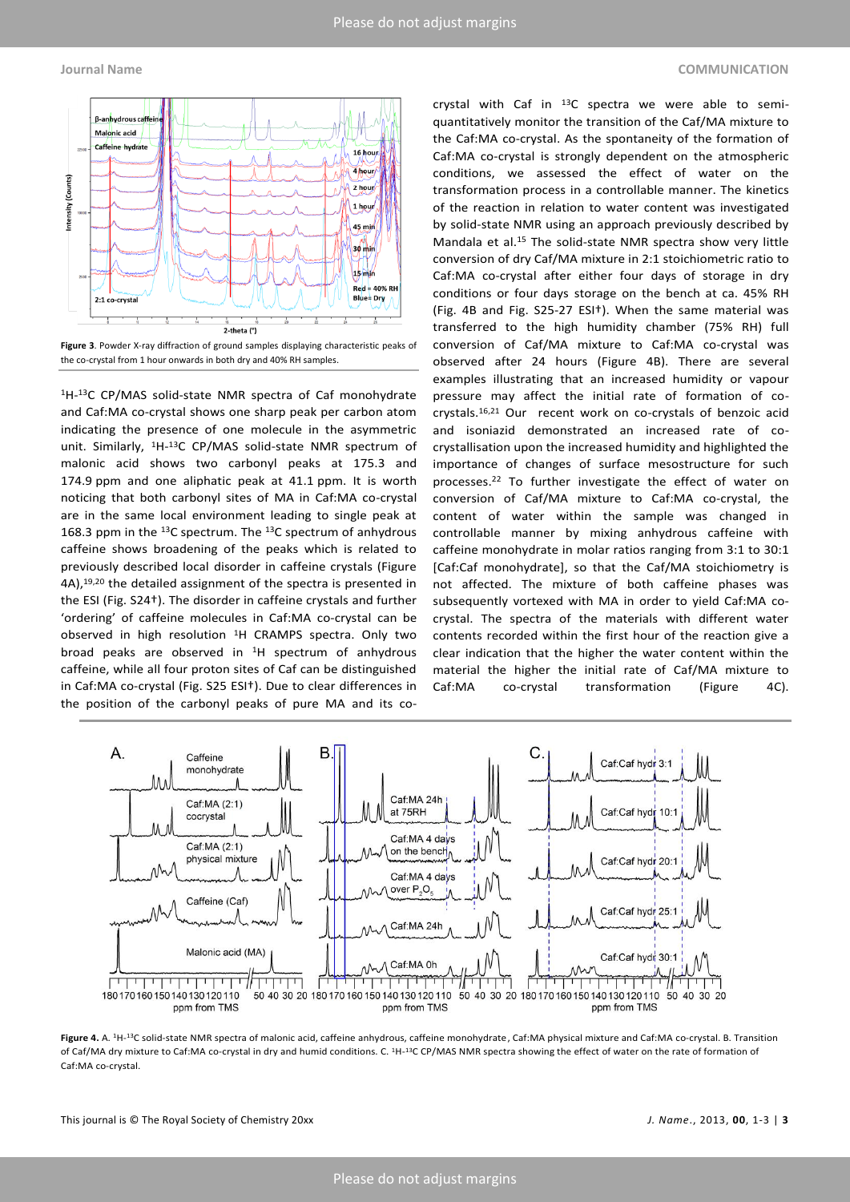**Figure 3**. Powder X-ray diffraction of ground samples displaying characteristic peaks of the co-crystal from 1 hour onwards in both dry and 40% RH samples.

$^{1}H$-$^{13}C$ CP/MAS solid-state NMR spectra of Caf monohydrate and Caf:MA co-crystal shows one sharp peak per carbon atom indicating the presence of one molecule in the asymmetric unit. Similarly, $^{1}H$-$^{13}C$ CP/MAS solid-state NMR spectrum of malonic acid shows two carbonyl peaks at 175.3 and 174.9 ppm and one aliphatic peak at 41.1 ppm. It is worth noticing that both carbonyl sites of MA in Caf:MA co-crystal are in the same local environment leading to single peak at 168.3 ppm in the $^{13}C$ spectrum. The $^{13}C$ spectrum of anhydrous caffeine shows broadening of the peaks which is related to previously described local disorder in caffeine crystals (Figure 4A),[19,20] the detailed assignment of the spectra is presented in the ESI (Fig. S24†). The disorder in caffeine crystals and further 'ordering' of caffeine molecules in Caf:MA co-crystal can be observed in high resolution $^{1}H$ CRAMPS spectra. Only two broad peaks are observed in $^{1}H$ spectrum of anhydrous caffeine, while all four proton sites of Caf can be distinguished in Caf:MA co-crystal (Fig. S25 ESI†). Due to clear differences in the position of the carbonyl peaks of pure MA and its co-crystal with Caf in $^{13}C$ spectra we were able to semi-quantitatively monitor the transition of the Caf/MA mixture to the Caf:MA co-crystal. As the spontaneity of the formation of Caf:MA co-crystal is strongly dependent on the atmospheric conditions, we assessed the effect of water on the transformation process in a controllable manner. The kinetics of the reaction in relation to water content was investigated by solid-state NMR using an approach previously described by Mandala et al.[15] The solid-state NMR spectra show very little conversion of dry Caf/MA mixture in 2:1 stoichiometric ratio to Caf:MA co-crystal after either four days of storage in dry conditions or four days storage on the bench at ca. 45% RH (Fig. 4B and Fig. S25-27 ESI†). When the same material was transferred to the high humidity chamber (75% RH) full conversion of Caf/MA mixture to Caf:MA co-crystal was observed after 24 hours (Figure 4B). There are several examples illustrating that an increased humidity or vapour pressure may affect the initial rate of formation of co-crystals.[16,21] Our recent work on co-crystals of benzoic acid and isoniazid demonstrated an increased rate of co-crystallisation upon the increased humidity and highlighted the importance of changes of surface mesostructure for such processes.[22] To further investigate the effect of water on conversion of Caf/MA mixture to Caf:MA co-crystal, the content of water within the sample was changed in controllable manner by mixing anhydrous caffeine with caffeine monohydrate in molar ratios ranging from 3:1 to 30:1 [Caf:Caf monohydrate], so that the Caf/MA stoichiometry is not affected. The mixture of both caffeine phases was subsequently vortexed with MA in order to yield Caf:MA co-crystal. The spectra of the materials with different water contents recorded within the first hour of the reaction give a clear indication that the higher the water content within the material the higher the initial rate of Caf/MA mixture to Caf:MA co-crystal transformation (Figure 4C).

**Figure 4.** A. $^{1}H$-$^{13}C$ solid-state NMR spectra of malonic acid, caffeine anhydrous, caffeine monohydrate, Caf:MA physical mixture and Caf:MA co-crystal. B. Transition of Caf/MA dry mixture to Caf:MA co-crystal in dry and humid conditions. C. $^{1}H$-$^{13}C$ CP/MAS NMR spectra showing the effect of water on the rate of formation of Caf:MA co-crystal.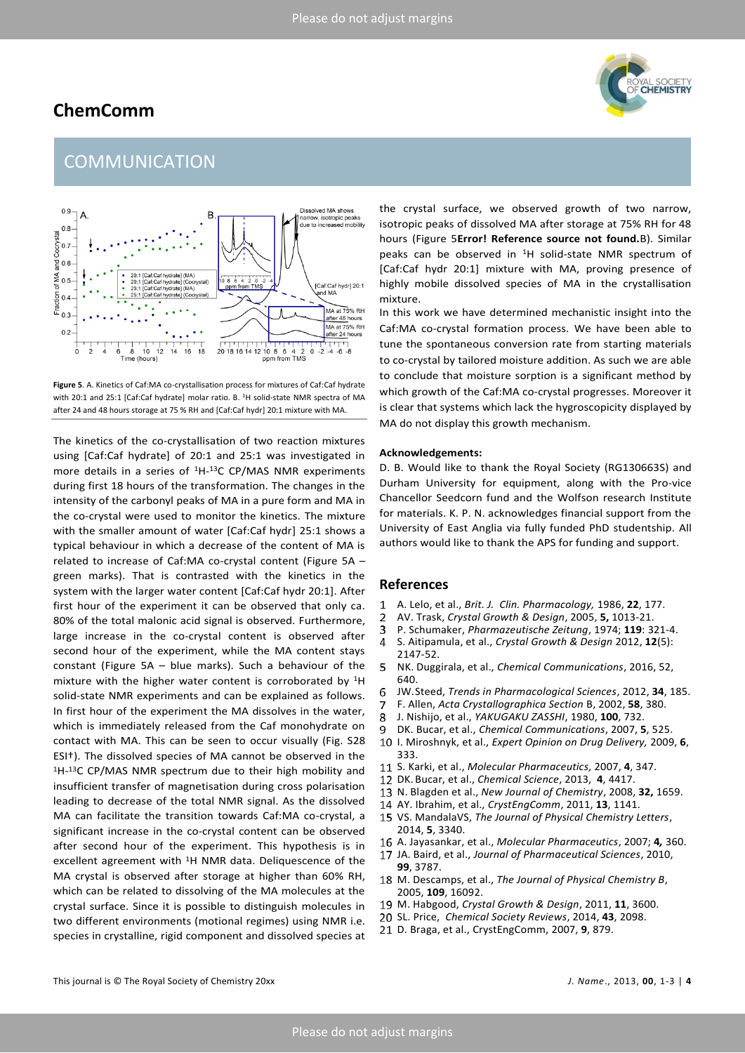Figure 5. A. Kinetics of Caf:MA co-crystallisation process for mixtures of Caf:Caf hydrate with 20:1 and 25:1 [Caf:Caf hydrate] molar ratio. B. $^{1}H$ solid-state NMR spectra of MA after 24 and 48 hours storage at 75 % RH and [Caf:Caf hydr] 20:1 mixture with MA.

The kinetics of the co-crystallisation of two reaction mixtures using [Caf:Caf hydrate] of 20:1 and 25:1 was investigated in more details in a series of $^{1}H$-$^{13}C$ CP/MAS NMR experiments during first 18 hours of the transformation. The changes in the intensity of the carbonyl peaks of MA in a pure form and MA in the co-crystal were used to monitor the kinetics. The mixture with the smaller amount of water [Caf:Caf hydr] 25:1 shows a typical behaviour in which a decrease of the content of MA is related to increase of Caf:MA co-crystal content (Figure 5A – green marks). That is contrasted with the kinetics in the system with the larger water content [Caf:Caf hydr 20:1]. After first hour of the experiment it can be observed that only ca. 80% of the total malonic acid signal is observed. Furthermore, large increase in the co-crystal content is observed after second hour of the experiment, while the MA content stays constant (Figure 5A – blue marks). Such a behaviour of the mixture with the higher water content is corroborated by $^{1}H$ solid-state NMR experiments and can be explained as follows. In first hour of the experiment the MA dissolves in the water, which is immediately released from the Caf monohydrate on contact with MA. This can be seen to occur visually (Fig. S28 ESI†). The dissolved species of MA cannot be observed in the $^{1}H$-$^{13}C$ CP/MAS NMR spectrum due to their high mobility and insufficient transfer of magnetisation during cross polarisation leading to decrease of the total NMR signal. As the dissolved MA can facilitate the transition towards Caf:MA co-crystal, a significant increase in the co-crystal content can be observed after second hour of the experiment. This hypothesis is in excellent agreement with $^{1}H$ NMR data. Deliquescence of the MA crystal is observed after storage at higher than 60% RH, which can be related to dissolving of the MA molecules at the crystal surface. Since it is possible to distinguish molecules in two different environments (motional regimes) using NMR i.e. species in crystalline, rigid component and dissolved species at the crystal surface, we observed growth of two narrow, isotropic peaks of dissolved MA after storage at 75% RH for 48 hours (Figure 5**Error! Reference source not found.**B). Similar peaks can be observed in $^{1}H$ solid-state NMR spectrum of [Caf:Caf hydr 20:1] mixture with MA, proving presence of highly mobile dissolved species of MA in the crystallisation mixture.

In this work we have determined mechanistic insight into the Caf:MA co-crystal formation process. We have been able to tune the spontaneous conversion rate from starting materials to co-crystal by tailored moisture addition. As such we are able to conclude that moisture sorption is a significant method by which growth of the Caf:MA co-crystal progresses. Moreover it is clear that systems which lack the hygroscopicity displayed by MA do not display this growth mechanism.

**Acknowledgements:**

D. B. Would like to thank the Royal Society (RG130663S) and Durham University for equipment, along with the Pro-vice Chancellor Seedcorn fund and the Wolfson research Institute for materials. K. P. N. acknowledges financial support from the University of East Anglia via fully funded PhD studentship. All authors would like to thank the APS for funding and support.

## References

1. A. Lelo, et al., *Brit. J. Clin. Pharmacology,* 1986, **22**, 177.
2. AV. Trask, *Crystal Growth & Design*, 2005, **5,** 1013-21.
3. P. Schumaker, *Pharmazeutische Zeitung*, 1974; **119**: 321-4.
4. S. Aitipamula, et al., *Crystal Growth & Design* 2012, **12**(5): 2147-52.
5. NK. Duggirala, et al., *Chemical Communications*, 2016, 52, 640.
6. JW.Steed, *Trends in Pharmacological Sciences*, 2012, **34**, 185.
7. F. Allen, *Acta Crystallographica Section* B, 2002, **58**, 380.
8. J. Nishijo, et al., *YAKUGAKU ZASSHI*, 1980, **100**, 732.
9. DK. Bucar, et al., *Chemical Communications*, 2007, **5**, 525.
10. I. Miroshnyk, et al., *Expert Opinion on Drug Delivery,* 2009, **6**, 333.
11. S. Karki, et al., *Molecular Pharmaceutics,* 2007, **4**, 347.
12. DK. Bucar, et al., *Chemical Science*, 2013, **4**, 4417.
13. N. Blagden et al., *New Journal of Chemistry*, 2008, **32,** 1659.
14. AY. Ibrahim, et al., *CrystEngComm*, 2011, **13**, 1141.
15. VS. MandalaVS, *The Journal of Physical Chemistry Letters*, 2014, **5**, 3340.
16. A. Jayasankar, et al., *Molecular Pharmaceutics*, 2007; **4,** 360.
17. JA. Baird, et al., *Journal of Pharmaceutical Sciences*, 2010, **99**, 3787.
18. M. Descamps, et al., *The Journal of Physical Chemistry B*, 2005, **109**, 16092.
19. M. Habgood, *Crystal Growth & Design*, 2011, **11**, 3600.
20. SL. Price, *Chemical Society Reviews*, 2014, **43**, 2098.
21. D. Braga, et al., CrystEngComm, 2007, **9**, 879.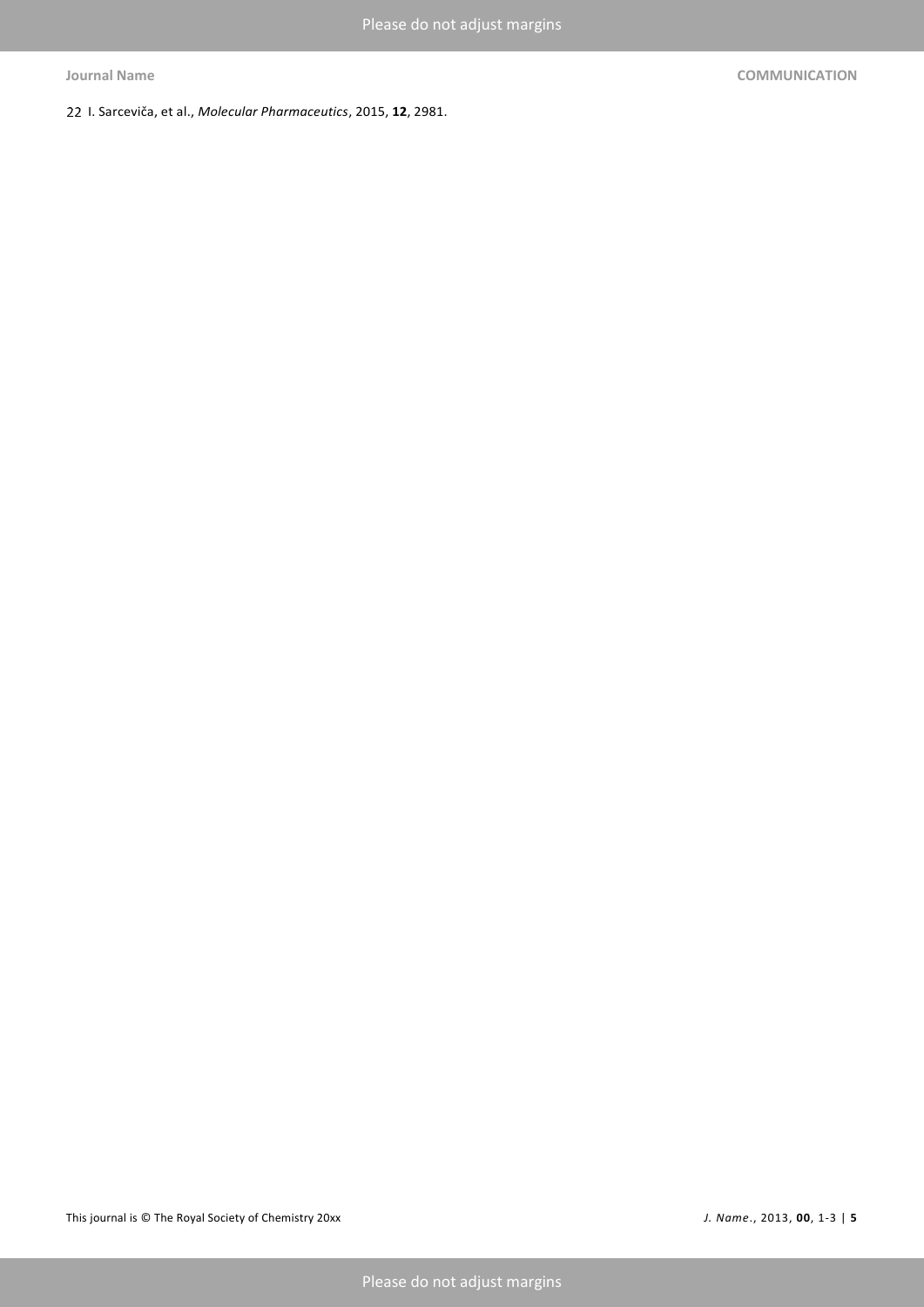22 I. Sarceviča, et al., *Molecular Pharmaceutics*, 2015, **12**, 2981.